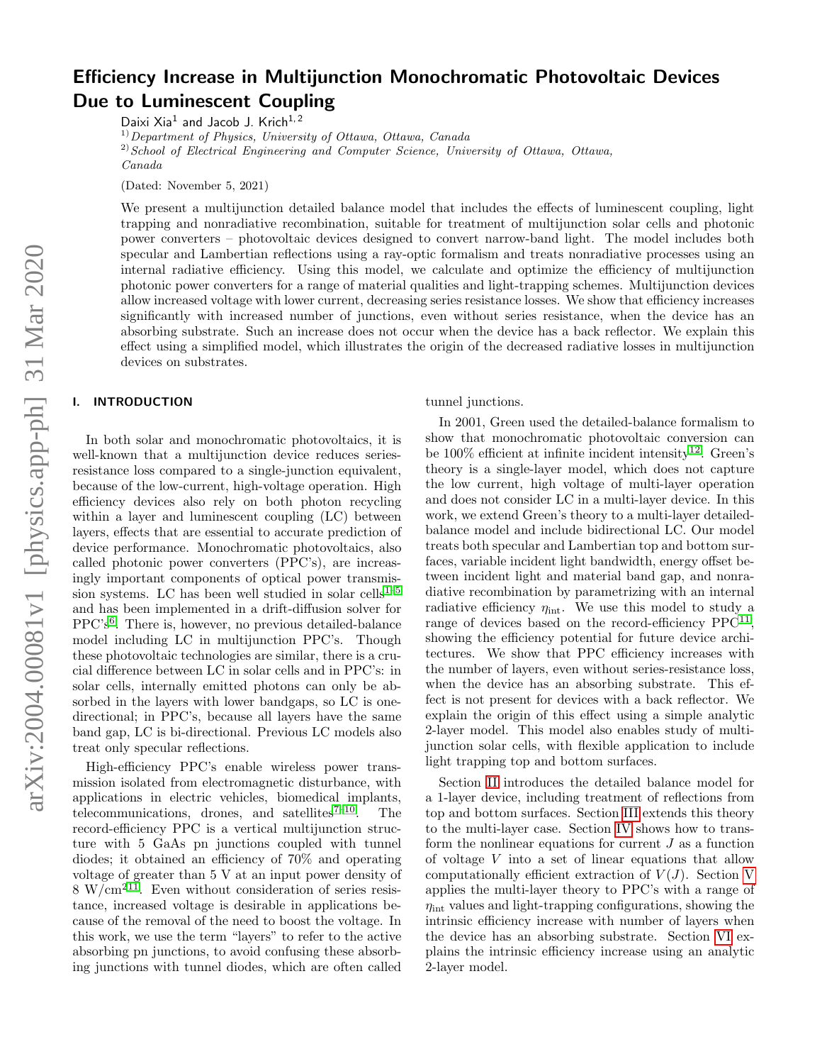# Efficiency Increase in Multijunction Monochromatic Photovoltaic Devices Due to Luminescent Coupling

Daixi Xia[1] and Jacob J. Krich[1,2]

[1] *Department of Physics, University of Ottawa, Ottawa, Canada*

[2] *School of Electrical Engineering and Computer Science, University of Ottawa, Ottawa, Canada*

(Dated: November 5, 2021)

We present a multijunction detailed balance model that includes the effects of luminescent coupling, light trapping and nonradiative recombination, suitable for treatment of multijunction solar cells and photonic power converters – photovoltaic devices designed to convert narrow-band light. The model includes both specular and Lambertian reflections using a ray-optic formalism and treats nonradiative processes using an internal radiative efficiency. Using this model, we calculate and optimize the efficiency of multijunction photonic power converters for a range of material qualities and light-trapping schemes. Multijunction devices allow increased voltage with lower current, decreasing series resistance losses. We show that efficiency increases significantly with increased number of junctions, even without series resistance, when the device has an absorbing substrate. Such an increase does not occur when the device has a back reflector. We explain this effect using a simplified model, which illustrates the origin of the decreased radiative losses in multijunction devices on substrates.

## I. INTRODUCTION

In both solar and monochromatic photovoltaics, it is well-known that a multijunction device reduces series-resistance loss compared to a single-junction equivalent, because of the low-current, high-voltage operation. High efficiency devices also rely on both photon recycling within a layer and luminescent coupling (LC) between layers, effects that are essential to accurate prediction of device performance. Monochromatic photovoltaics, also called photonic power converters (PPC's), are increasingly important components of optical power transmission systems. LC has been well studied in solar cells[1–5] and has been implemented in a drift-diffusion solver for PPC's[6]. There is, however, no previous detailed-balance model including LC in multijunction PPC's. Though these photovoltaic technologies are similar, there is a crucial difference between LC in solar cells and in PPC's: in solar cells, internally emitted photons can only be absorbed in the layers with lower bandgaps, so LC is one-directional; in PPC's, because all layers have the same band gap, LC is bi-directional. Previous LC models also treat only specular reflections.

High-efficiency PPC's enable wireless power transmission isolated from electromagnetic disturbance, with applications in electric vehicles, biomedical implants, telecommunications, drones, and satellites[7–10]. The record-efficiency PPC is a vertical multijunction structure with 5 GaAs pn junctions coupled with tunnel diodes; it obtained an efficiency of 70% and operating voltage of greater than 5 V at an input power density of 8 W/cm$^2$[11]. Even without consideration of series resistance, increased voltage is desirable in applications because of the removal of the need to boost the voltage. In this work, we use the term "layers" to refer to the active absorbing pn junctions, to avoid confusing these absorbing junctions with tunnel diodes, which are often called tunnel junctions.

In 2001, Green used the detailed-balance formalism to show that monochromatic photovoltaic conversion can be 100% efficient at infinite incident intensity[12]. Green's theory is a single-layer model, which does not capture the low current, high voltage of multi-layer operation and does not consider LC in a multi-layer device. In this work, we extend Green's theory to a multi-layer detailed-balance model and include bidirectional LC. Our model treats both specular and Lambertian top and bottom surfaces, variable incident light bandwidth, energy offset between incident light and material band gap, and nonradiative recombination by parametrizing with an internal radiative efficiency $\eta_{\text{int}}$. We use this model to study a range of devices based on the record-efficiency PPC[11], showing the efficiency potential for future device architectures. We show that PPC efficiency increases with the number of layers, even without series-resistance loss, when the device has an absorbing substrate. This effect is not present for devices with a back reflector. We explain the origin of this effect using a simple analytic 2-layer model. This model also enables study of multijunction solar cells, with flexible application to include light trapping top and bottom surfaces.

Section II introduces the detailed balance model for a 1-layer device, including treatment of reflections from top and bottom surfaces. Section III extends this theory to the multi-layer case. Section IV shows how to transform the nonlinear equations for current $J$ as a function of voltage $V$ into a set of linear equations that allow computationally efficient extraction of $V(J)$. Section V applies the multi-layer theory to PPC's with a range of $\eta_{\text{int}}$ values and light-trapping configurations, showing the intrinsic efficiency increase with number of layers when the device has an absorbing substrate. Section VI explains the intrinsic efficiency increase using an analytic 2-layer model.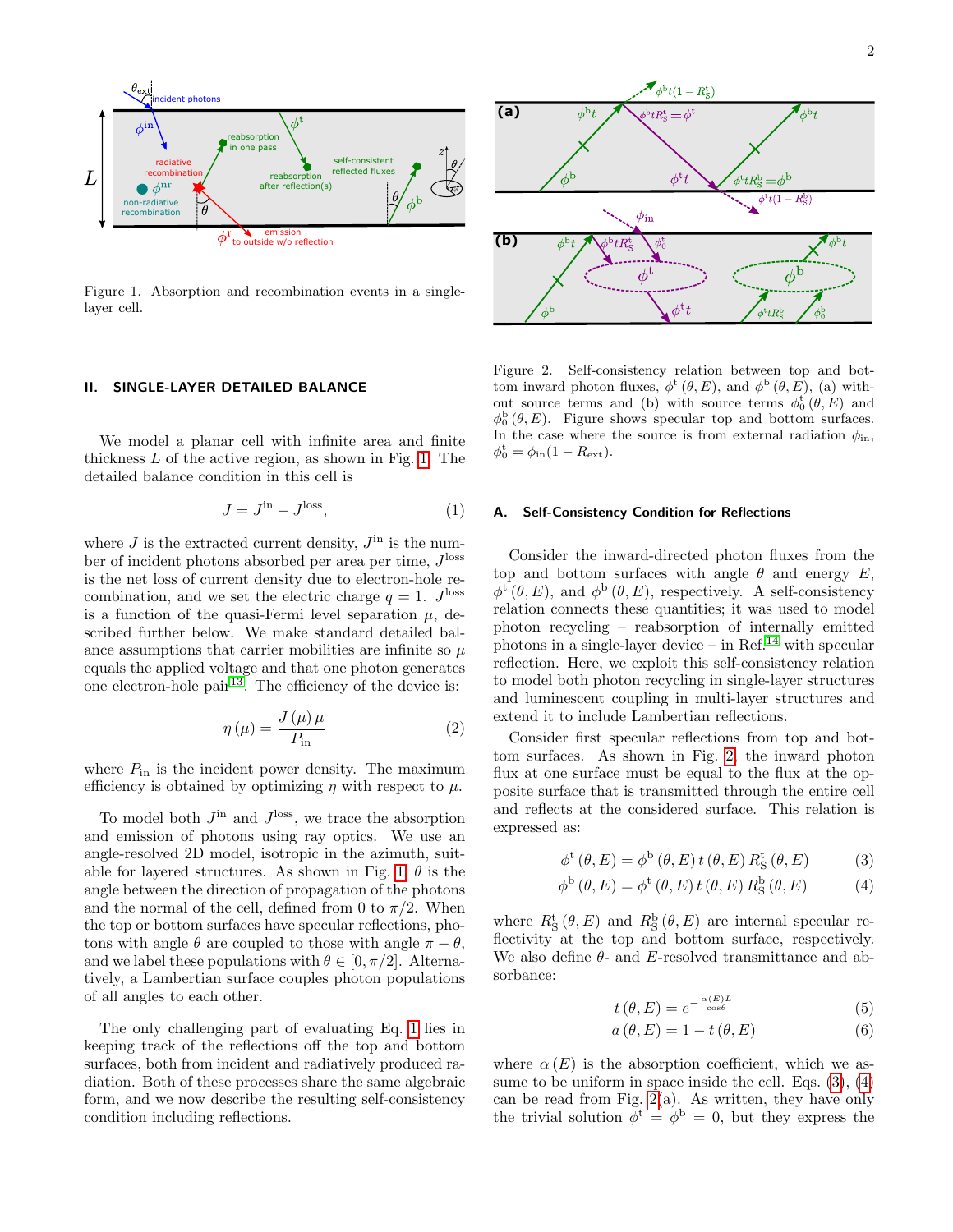Figure 1. Absorption and recombination events in a single-layer cell.

Figure 2. Self-consistency relation between top and bottom inward photon fluxes, $\phi^{t}(\theta, E)$, and $\phi^{b}(\theta, E)$, (a) without source terms and (b) with source terms $\phi_0^{t}(\theta, E)$ and $\phi_0^{b}(\theta, E)$. Figure shows specular top and bottom surfaces. In the case where the source is from external radiation $\phi_{in}$, $\phi_0^{t} = \phi_{in}(1 - R_{ext})$.

## II. SINGLE-LAYER DETAILED BALANCE

We model a planar cell with infinite area and finite thickness $L$ of the active region, as shown in Fig. 1. The detailed balance condition in this cell is

$$J = J^{in} - J^{loss}, \tag{1}$$

where $J$ is the extracted current density, $J^{in}$ is the number of incident photons absorbed per area per time, $J^{loss}$ is the net loss of current density due to electron-hole recombination, and we set the electric charge $q = 1$. $J^{loss}$ is a function of the quasi-Fermi level separation $\mu$, described further below. We make standard detailed balance assumptions that carrier mobilities are infinite so $\mu$ equals the applied voltage and that one photon generates one electron-hole pair[13]. The efficiency of the device is:

$$\eta(\mu) = \frac{J(\mu)\,\mu}{P_{in}} \tag{2}$$

where $P_{in}$ is the incident power density. The maximum efficiency is obtained by optimizing $\eta$ with respect to $\mu$.

To model both $J^{in}$ and $J^{loss}$, we trace the absorption and emission of photons using ray optics. We use an angle-resolved 2D model, isotropic in the azimuth, suitable for layered structures. As shown in Fig. 1, $\theta$ is the angle between the direction of propagation of the photons and the normal of the cell, defined from 0 to $\pi/2$. When the top or bottom surfaces have specular reflections, photons with angle $\theta$ are coupled to those with angle $\pi - \theta$, and we label these populations with $\theta \in [0, \pi/2]$. Alternatively, a Lambertian surface couples photon populations of all angles to each other.

The only challenging part of evaluating Eq. 1 lies in keeping track of the reflections off the top and bottom surfaces, both from incident and radiatively produced radiation. Both of these processes share the same algebraic form, and we now describe the resulting self-consistency condition including reflections.

### A. Self-Consistency Condition for Reflections

Consider the inward-directed photon fluxes from the top and bottom surfaces with angle $\theta$ and energy $E$, $\phi^{t}(\theta, E)$, and $\phi^{b}(\theta, E)$, respectively. A self-consistency relation connects these quantities; it was used to model photon recycling – reabsorption of internally emitted photons in a single-layer device – in Ref.[14] with specular reflection. Here, we exploit this self-consistency relation to model both photon recycling in single-layer structures and luminescent coupling in multi-layer structures and extend it to include Lambertian reflections.

Consider first specular reflections from top and bottom surfaces. As shown in Fig. 2, the inward photon flux at one surface must be equal to the flux at the opposite surface that is transmitted through the entire cell and reflects at the considered surface. This relation is expressed as:

$$\phi^{t}(\theta, E) = \phi^{b}(\theta, E)\, t(\theta, E)\, R_S^{t}(\theta, E) \tag{3}$$

$$\phi^{b}(\theta, E) = \phi^{t}(\theta, E)\, t(\theta, E)\, R_S^{b}(\theta, E) \tag{4}$$

where $R_S^{t}(\theta, E)$ and $R_S^{b}(\theta, E)$ are internal specular reflectivity at the top and bottom surface, respectively. We also define $\theta$- and $E$-resolved transmittance and absorbance:

$$t(\theta, E) = e^{-\frac{\alpha(E) L}{\cos\theta}} \tag{5}$$

$$a(\theta, E) = 1 - t(\theta, E) \tag{6}$$

where $\alpha(E)$ is the absorption coefficient, which we assume to be uniform in space inside the cell. Eqs. (3), (4) can be read from Fig. 2(a). As written, they have only the trivial solution $\phi^{t} = \phi^{b} = 0$, but they express the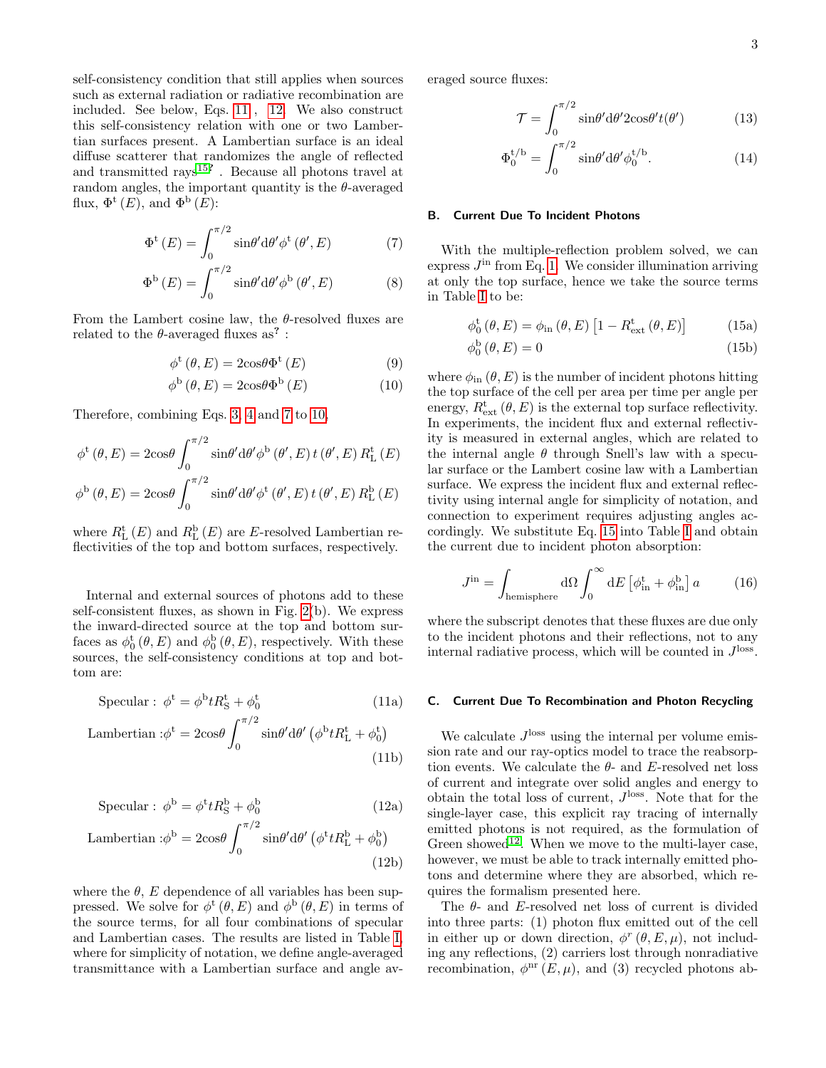self-consistency condition that still applies when sources such as external radiation or radiative recombination are included. See below, Eqs. 11, 12. We also construct this self-consistency relation with one or two Lambertian surfaces present. A Lambertian surface is an ideal diffuse scatterer that randomizes the angle of reflected and transmitted rays[15?]. Because all photons travel at random angles, the important quantity is the $\theta$-averaged flux, $\Phi^{\mathrm{t}}(E)$, and $\Phi^{\mathrm{b}}(E)$:

$$\Phi^{\mathrm{t}}(E) = \int_0^{\pi/2} \sin\theta' \mathrm{d}\theta' \phi^{\mathrm{t}}(\theta', E) \tag{7}$$

$$\Phi^{\mathrm{b}}(E) = \int_0^{\pi/2} \sin\theta' \mathrm{d}\theta' \phi^{\mathrm{b}}(\theta', E) \tag{8}$$

From the Lambert cosine law, the $\theta$-resolved fluxes are related to the $\theta$-averaged fluxes as[?]:

$$\phi^{\mathrm{t}}(\theta, E) = 2\cos\theta \Phi^{\mathrm{t}}(E) \tag{9}$$

$$\phi^{\mathrm{b}}(\theta, E) = 2\cos\theta \Phi^{\mathrm{b}}(E) \tag{10}$$

Therefore, combining Eqs. 3, 4 and 7 to 10,

$$\phi^{\mathrm{t}}(\theta, E) = 2\cos\theta \int_0^{\pi/2} \sin\theta' \mathrm{d}\theta' \phi^{\mathrm{b}}(\theta', E)\, t(\theta', E)\, R_{\mathrm{L}}^{\mathrm{t}}(E)$$

$$\phi^{\mathrm{b}}(\theta, E) = 2\cos\theta \int_0^{\pi/2} \sin\theta' \mathrm{d}\theta' \phi^{\mathrm{t}}(\theta', E)\, t(\theta', E)\, R_{\mathrm{L}}^{\mathrm{b}}(E)$$

where $R_{\mathrm{L}}^{\mathrm{t}}(E)$ and $R_{\mathrm{L}}^{\mathrm{b}}(E)$ are $E$-resolved Lambertian reflectivities of the top and bottom surfaces, respectively.

Internal and external sources of photons add to these self-consistent fluxes, as shown in Fig. 2(b). We express the inward-directed source at the top and bottom surfaces as $\phi_0^{\mathrm{t}}(\theta, E)$ and $\phi_0^{\mathrm{b}}(\theta, E)$, respectively. With these sources, the self-consistency conditions at top and bottom are:

$$\text{Specular}: \; \phi^{\mathrm{t}} = \phi^{\mathrm{b}} t R_{\mathrm{S}}^{\mathrm{t}} + \phi_0^{\mathrm{t}} \tag{11a}$$

$$\text{Lambertian}: \phi^{\mathrm{t}} = 2\cos\theta \int_0^{\pi/2} \sin\theta' \mathrm{d}\theta' \left(\phi^{\mathrm{b}} t R_{\mathrm{L}}^{\mathrm{t}} + \phi_0^{\mathrm{t}}\right) \tag{11b}$$

$$\text{Specular}: \; \phi^{\mathrm{b}} = \phi^{\mathrm{t}} t R_{\mathrm{S}}^{\mathrm{b}} + \phi_0^{\mathrm{b}} \tag{12a}$$

$$\text{Lambertian}: \phi^{\mathrm{b}} = 2\cos\theta \int_0^{\pi/2} \sin\theta' \mathrm{d}\theta' \left(\phi^{\mathrm{t}} t R_{\mathrm{L}}^{\mathrm{b}} + \phi_0^{\mathrm{b}}\right) \tag{12b}$$

where the $\theta$, $E$ dependence of all variables has been suppressed. We solve for $\phi^{\mathrm{t}}(\theta, E)$ and $\phi^{\mathrm{b}}(\theta, E)$ in terms of the source terms, for all four combinations of specular and Lambertian cases. The results are listed in Table I, where for simplicity of notation, we define angle-averaged transmittance with a Lambertian surface and angle averaged source fluxes:

$$\mathcal{T} = \int_0^{\pi/2} \sin\theta' \mathrm{d}\theta' 2\cos\theta' t(\theta') \tag{13}$$

$$\Phi_0^{\mathrm{t/b}} = \int_0^{\pi/2} \sin\theta' \mathrm{d}\theta' \phi_0^{\mathrm{t/b}}. \tag{14}$$

### B. Current Due To Incident Photons

With the multiple-reflection problem solved, we can express $J^{\mathrm{in}}$ from Eq. 1. We consider illumination arriving at only the top surface, hence we take the source terms in Table I to be:

$$\phi_0^{\mathrm{t}}(\theta, E) = \phi_{\mathrm{in}}(\theta, E)\left[1 - R_{\mathrm{ext}}^{\mathrm{t}}(\theta, E)\right] \tag{15a}$$

$$\phi_0^{\mathrm{b}}(\theta, E) = 0 \tag{15b}$$

where $\phi_{\mathrm{in}}(\theta, E)$ is the number of incident photons hitting the top surface of the cell per area per time per angle per energy, $R_{\mathrm{ext}}^{\mathrm{t}}(\theta, E)$ is the external top surface reflectivity. In experiments, the incident flux and external reflectivity is measured in external angles, which are related to the internal angle $\theta$ through Snell's law with a specular surface or the Lambert cosine law with a Lambertian surface. We express the incident flux and external reflectivity using internal angle for simplicity of notation, and connection to experiment requires adjusting angles accordingly. We substitute Eq. 15 into Table I and obtain the current due to incident photon absorption:

$$J^{\mathrm{in}} = \int_{\text{hemisphere}} \mathrm{d}\Omega \int_0^{\infty} \mathrm{d}E \left[\phi_{\mathrm{in}}^{\mathrm{t}} + \phi_{\mathrm{in}}^{\mathrm{b}}\right] a \tag{16}$$

where the subscript denotes that these fluxes are due only to the incident photons and their reflections, not to any internal radiative process, which will be counted in $J^{\mathrm{loss}}$.

### C. Current Due To Recombination and Photon Recycling

We calculate $J^{\mathrm{loss}}$ using the internal per volume emission rate and our ray-optics model to trace the reabsorption events. We calculate the $\theta$- and $E$-resolved net loss of current and integrate over solid angles and energy to obtain the total loss of current, $J^{\mathrm{loss}}$. Note that for the single-layer case, this explicit ray tracing of internally emitted photons is not required, as the formulation of Green showed[12]. When we move to the multi-layer case, however, we must be able to track internally emitted photons and determine where they are absorbed, which requires the formalism presented here.

The $\theta$- and $E$-resolved net loss of current is divided into three parts: (1) photon flux emitted out of the cell in either up or down direction, $\phi^{r}(\theta, E, \mu)$, not including any reflections, (2) carriers lost through nonradiative recombination, $\phi^{\mathrm{nr}}(E, \mu)$, and (3) recycled photons ab-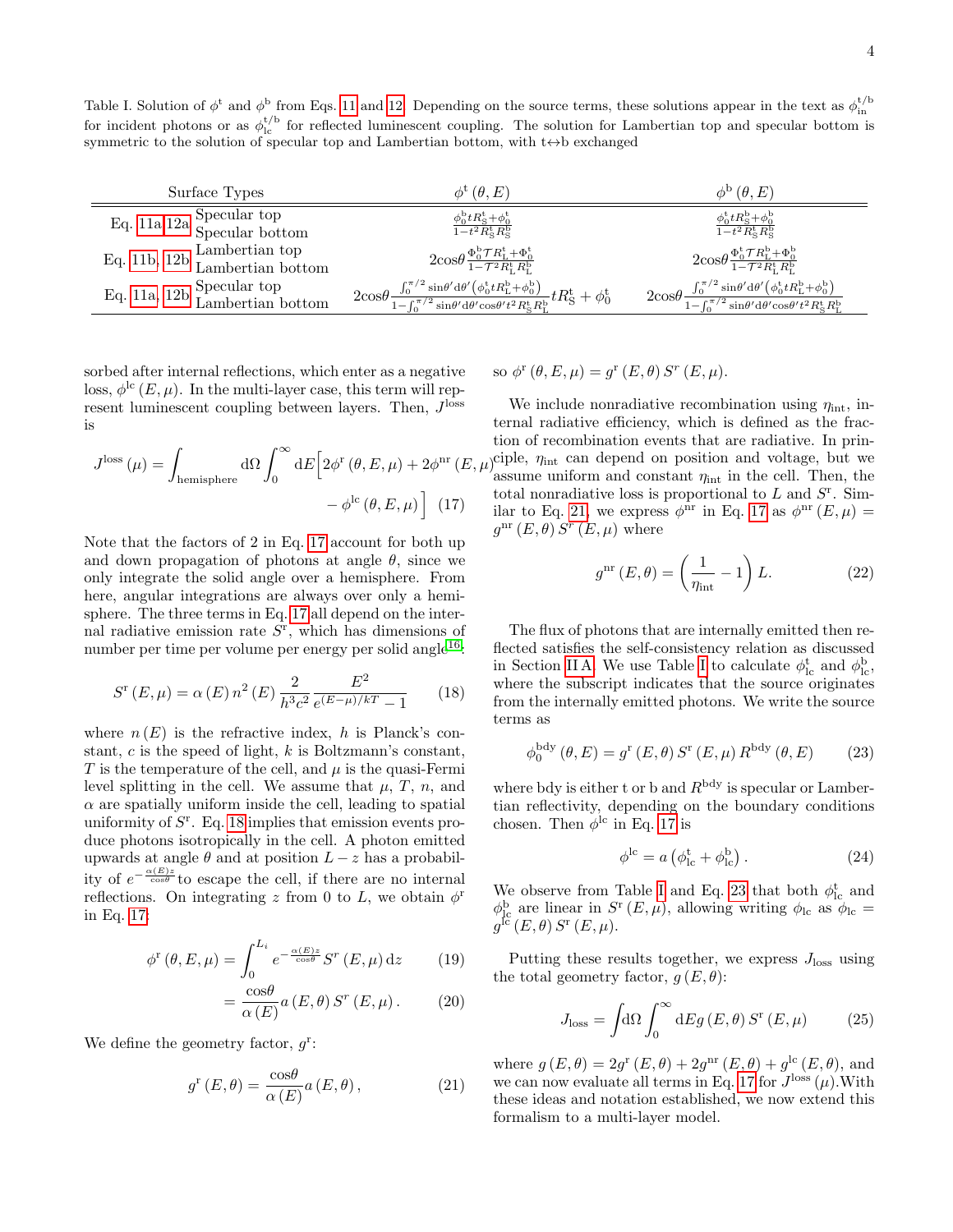Table I. Solution of $\phi^{\rm t}$ and $\phi^{\rm b}$ from Eqs. 11 and 12. Depending on the source terms, these solutions appear in the text as $\phi_{\rm in}^{\rm t/b}$ for incident photons or as $\phi_{\rm lc}^{\rm t/b}$ for reflected luminescent coupling. The solution for Lambertian top and specular bottom is symmetric to the solution of specular top and Lambertian bottom, with t↔b exchanged

| | Surface Types | $\phi^{\rm t}(\theta,E)$ | $\phi^{\rm b}(\theta,E)$ |
|---|---|---|---|
| Eq. 11a, 12a | Specular top Specular bottom | $\frac{\phi_0^{\rm b} t R_{\rm S}^{\rm t}+\phi_0^{\rm t}}{1-t^2 R_{\rm S}^{\rm t} R_{\rm S}^{\rm b}}$ | $\frac{\phi_0^{\rm t} t R_{\rm S}^{\rm b}+\phi_0^{\rm b}}{1-t^2 R_{\rm S}^{\rm t} R_{\rm S}^{\rm b}}$ |
| Eq. 11b, 12b | Lambertian top Lambertian bottom | $2\cos\theta\frac{\Phi_0^{\rm b}\mathcal{T} R_{\rm L}^{\rm t}+\Phi_0^{\rm t}}{1-\mathcal{T}^2 R_{\rm L}^{\rm t} R_{\rm L}^{\rm b}}$ | $2\cos\theta\frac{\Phi_0^{\rm t}\mathcal{T} R_{\rm L}^{\rm b}+\Phi_0^{\rm b}}{1-\mathcal{T}^2 R_{\rm L}^{\rm t} R_{\rm L}^{\rm b}}$ |
| Eq. 11a, 12b | Specular top Lambertian bottom | $2\cos\theta\frac{\int_0^{\pi/2}\sin\theta' d\theta'\left(\phi_0^{\rm t} t R_{\rm L}^{\rm b}+\phi_0^{\rm b}\right)}{1-\int_0^{\pi/2}\sin\theta' d\theta'\cos\theta' t^2 R_{\rm S}^{\rm t} R_{\rm L}^{\rm b}} t R_{\rm S}^{\rm t}+\phi_0^{\rm t}$ | $2\cos\theta\frac{\int_0^{\pi/2}\sin\theta' d\theta'\left(\phi_0^{\rm t} t R_{\rm L}^{\rm b}+\phi_0^{\rm b}\right)}{1-\int_0^{\pi/2}\sin\theta' d\theta'\cos\theta' t^2 R_{\rm S}^{\rm t} R_{\rm L}^{\rm b}}$ |

sorbed after internal reflections, which enter as a negative loss, $\phi^{\rm lc}(E,\mu)$. In the multi-layer case, this term will represent luminescent coupling between layers. Then, $J^{\rm loss}$ is

$$J^{\rm loss}(\mu)=\int_{\rm hemisphere} d\Omega\int_0^\infty dE\Big[2\phi^{\rm r}(\theta,E,\mu)+2\phi^{\rm nr}(E,\mu) - \phi^{\rm lc}(\theta,E,\mu)\Big] \quad (17)$$

Note that the factors of 2 in Eq. 17 account for both up and down propagation of photons at angle $\theta$, since we only integrate the solid angle over a hemisphere. From here, angular integrations are always over only a hemisphere. The three terms in Eq. 17 all depend on the internal radiative emission rate $S^{\rm r}$, which has dimensions of number per time per volume per energy per solid angle[16]:

$$S^{\rm r}(E,\mu)=\alpha(E)\,n^2(E)\,\frac{2}{h^3c^2}\frac{E^2}{e^{(E-\mu)/kT}-1} \quad (18)$$

where $n(E)$ is the refractive index, $h$ is Planck's constant, $c$ is the speed of light, $k$ is Boltzmann's constant, $T$ is the temperature of the cell, and $\mu$ is the quasi-Fermi level splitting in the cell. We assume that $\mu$, $T$, $n$, and $\alpha$ are spatially uniform inside the cell, leading to spatial uniformity of $S^{\rm r}$. Eq. 18 implies that emission events produce photons isotropically in the cell. A photon emitted upwards at angle $\theta$ and at position $L-z$ has a probability of $e^{-\frac{\alpha(E)z}{\cos\theta}}$ to escape the cell, if there are no internal reflections. On integrating $z$ from 0 to $L$, we obtain $\phi^{\rm r}$ in Eq. 17:

$$\phi^{\rm r}(\theta,E,\mu)=\int_0^{L_i} e^{-\frac{\alpha(E)z}{\cos\theta}}S^{\rm r}(E,\mu)\,dz \quad (19)$$

$$=\frac{\cos\theta}{\alpha(E)}a(E,\theta)\,S^{\rm r}(E,\mu)\,. \quad (20)$$

We define the geometry factor, $g^{\rm r}$:

$$g^{\rm r}(E,\theta)=\frac{\cos\theta}{\alpha(E)}a(E,\theta)\,, \quad (21)$$

so $\phi^{\rm r}(\theta,E,\mu)=g^{\rm r}(E,\theta)\,S^{\rm r}(E,\mu)$.

We include nonradiative recombination using $\eta_{\rm int}$, internal radiative efficiency, which is defined as the fraction of recombination events that are radiative. In principle, $\eta_{\rm int}$ can depend on position and voltage, but we assume uniform and constant $\eta_{\rm int}$ in the cell. Then, the total nonradiative loss is proportional to $L$ and $S^{\rm r}$. Similar to Eq. 21, we express $\phi^{\rm nr}$ in Eq. 17 as $\phi^{\rm nr}(E,\mu)=g^{\rm nr}(E,\theta)\,S^{\rm r}(E,\mu)$ where

$$g^{\rm nr}(E,\theta)=\left(\frac{1}{\eta_{\rm int}}-1\right)L. \quad (22)$$

The flux of photons that are internally emitted then reflected satisfies the self-consistency relation as discussed in Section II A. We use Table I to calculate $\phi_{\rm lc}^{\rm t}$ and $\phi_{\rm lc}^{\rm b}$, where the subscript indicates that the source originates from the internally emitted photons. We write the source terms as

$$\phi_0^{\rm bdy}(\theta,E)=g^{\rm r}(E,\theta)\,S^{\rm r}(E,\mu)\,R^{\rm bdy}(\theta,E) \quad (23)$$

where bdy is either t or b and $R^{\rm bdy}$ is specular or Lambertian reflectivity, depending on the boundary conditions chosen. Then $\phi^{\rm lc}$ in Eq. 17 is

$$\phi^{\rm lc}=a\left(\phi_{\rm lc}^{\rm t}+\phi_{\rm lc}^{\rm b}\right). \quad (24)$$

We observe from Table I and Eq. 23 that both $\phi_{\rm lc}^{\rm t}$ and $\phi_{\rm lc}^{\rm b}$ are linear in $S^{\rm r}(E,\mu)$, allowing writing $\phi_{\rm lc}$ as $\phi_{\rm lc}=g^{\rm lc}(E,\theta)\,S^{\rm r}(E,\mu)$.

Putting these results together, we express $J_{\rm loss}$ using the total geometry factor, $g(E,\theta)$:

$$J_{\rm loss}=\int d\Omega\int_0^\infty dE\,g(E,\theta)\,S^{\rm r}(E,\mu) \quad (25)$$

where $g(E,\theta)=2g^{\rm r}(E,\theta)+2g^{\rm nr}(E,\theta)+g^{\rm lc}(E,\theta)$, and we can now evaluate all terms in Eq. 17 for $J^{\rm loss}(\mu)$. With these ideas and notation established, we now extend this formalism to a multi-layer model.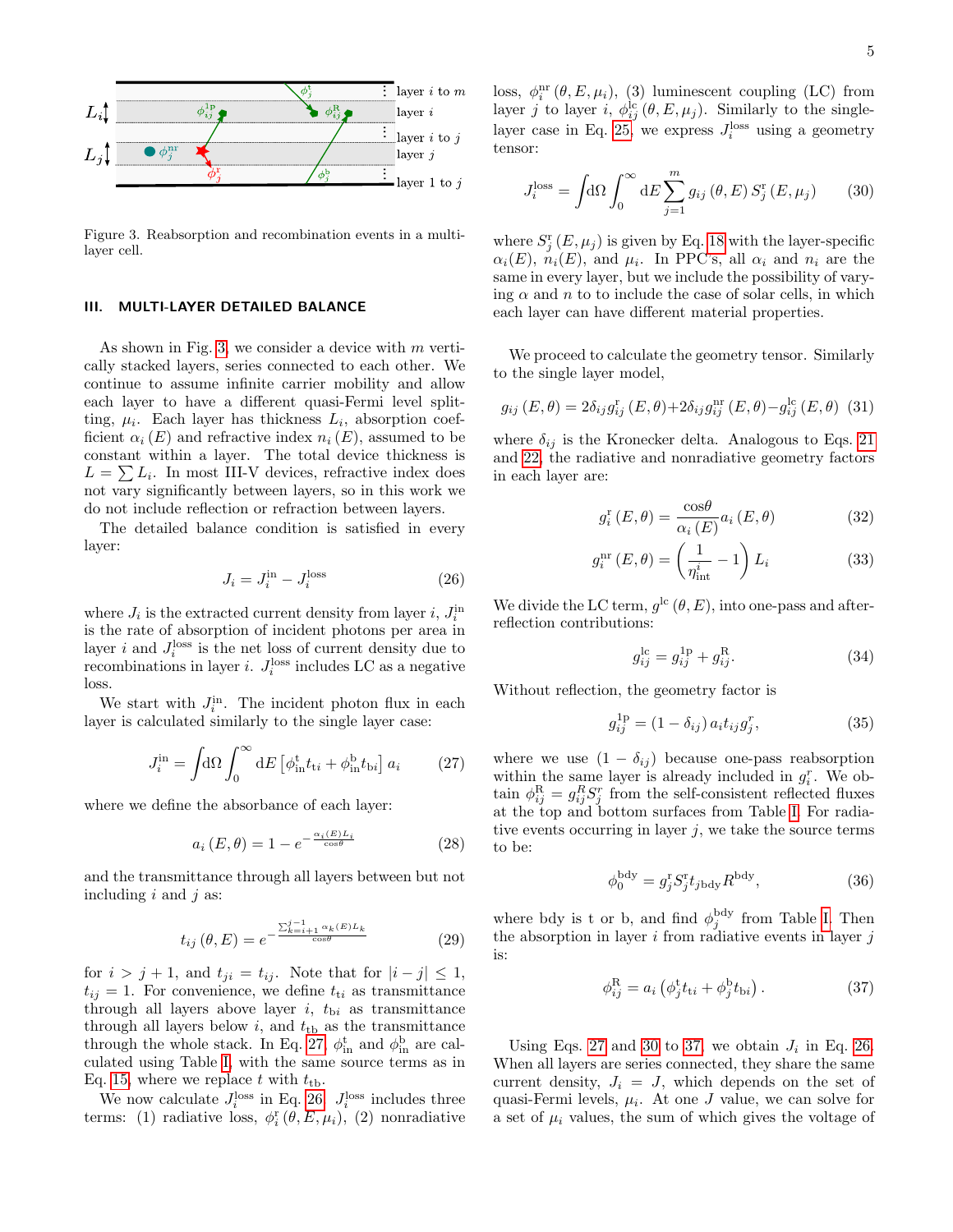Figure 3. Reabsorption and recombination events in a multi-layer cell.

## III. MULTI-LAYER DETAILED BALANCE

As shown in Fig. 3, we consider a device with $m$ vertically stacked layers, series connected to each other. We continue to assume infinite carrier mobility and allow each layer to have a different quasi-Fermi level splitting, $\mu_i$. Each layer has thickness $L_i$, absorption coefficient $\alpha_i(E)$ and refractive index $n_i(E)$, assumed to be constant within a layer. The total device thickness is $L = \sum L_i$. In most III-V devices, refractive index does not vary significantly between layers, so in this work we do not include reflection or refraction between layers.

The detailed balance condition is satisfied in every layer:

$$J_i = J_i^{\mathrm{in}} - J_i^{\mathrm{loss}} \tag{26}$$

where $J_i$ is the extracted current density from layer $i$, $J_i^{\mathrm{in}}$ is the rate of absorption of incident photons per area in layer $i$ and $J_i^{\mathrm{loss}}$ is the net loss of current density due to recombinations in layer $i$. $J_i^{\mathrm{loss}}$ includes LC as a negative loss.

We start with $J_i^{\mathrm{in}}$. The incident photon flux in each layer is calculated similarly to the single layer case:

$$J_i^{\mathrm{in}} = \int \mathrm{d}\Omega \int_0^\infty \mathrm{d}E \left[\phi_{\mathrm{in}}^{\mathrm{t}} t_{\mathrm{t}i} + \phi_{\mathrm{in}}^{\mathrm{b}} t_{\mathrm{b}i}\right] a_i \tag{27}$$

where we define the absorbance of each layer:

$$a_i(E,\theta) = 1 - e^{-\frac{\alpha_i(E) L_i}{\cos\theta}} \tag{28}$$

and the transmittance through all layers between but not including $i$ and $j$ as:

$$t_{ij}(\theta, E) = e^{-\frac{\sum_{k=i+1}^{j-1} \alpha_k(E) L_k}{\cos\theta}} \tag{29}$$

for $i > j+1$, and $t_{ji} = t_{ij}$. Note that for $|i-j| \le 1$, $t_{ij} = 1$. For convenience, we define $t_{\mathrm{t}i}$ as transmittance through all layers above layer $i$, $t_{\mathrm{b}i}$ as transmittance through all layers below $i$, and $t_{\mathrm{tb}}$ as the transmittance through the whole stack. In Eq. 27, $\phi_{\mathrm{in}}^{\mathrm{t}}$ and $\phi_{\mathrm{in}}^{\mathrm{b}}$ are calculated using Table I, with the same source terms as in Eq. 15, where we replace $t$ with $t_{\mathrm{tb}}$.

We now calculate $J_i^{\mathrm{loss}}$ in Eq. 26. $J_i^{\mathrm{loss}}$ includes three terms: (1) radiative loss, $\phi_i^{\mathrm{r}}(\theta, E, \mu_i)$, (2) nonradiative loss, $\phi_i^{\mathrm{nr}}(\theta, E, \mu_i)$, (3) luminescent coupling (LC) from layer $j$ to layer $i$, $\phi_{ij}^{\mathrm{lc}}(\theta, E, \mu_j)$. Similarly to the single-layer case in Eq. 25, we express $J_i^{\mathrm{loss}}$ using a geometry tensor:

$$J_i^{\mathrm{loss}} = \int \mathrm{d}\Omega \int_0^\infty \mathrm{d}E \sum_{j=1}^{m} g_{ij}(\theta, E)\, S_j^{\mathrm{r}}(E, \mu_j) \tag{30}$$

where $S_j^{\mathrm{r}}(E, \mu_j)$ is given by Eq. 18 with the layer-specific $\alpha_i(E)$, $n_i(E)$, and $\mu_i$. In PPC's, all $\alpha_i$ and $n_i$ are the same in every layer, but we include the possibility of varying $\alpha$ and $n$ to to include the case of solar cells, in which each layer can have different material properties.

We proceed to calculate the geometry tensor. Similarly to the single layer model,

$$g_{ij}(E,\theta) = 2\delta_{ij} g_{ij}^{\mathrm{r}}(E,\theta) + 2\delta_{ij} g_{ij}^{\mathrm{nr}}(E,\theta) - g_{ij}^{\mathrm{lc}}(E,\theta) \tag{31}$$

where $\delta_{ij}$ is the Kronecker delta. Analogous to Eqs. 21 and 22, the radiative and nonradiative geometry factors in each layer are:

$$g_i^{\mathrm{r}}(E,\theta) = \frac{\cos\theta}{\alpha_i(E)} a_i(E,\theta) \tag{32}$$

$$g_i^{\mathrm{nr}}(E,\theta) = \left(\frac{1}{\eta_{\mathrm{int}}^{i}} - 1\right) L_i \tag{33}$$

We divide the LC term, $g^{\mathrm{lc}}(\theta, E)$, into one-pass and after-reflection contributions:

$$g_{ij}^{\mathrm{lc}} = g_{ij}^{1\mathrm{p}} + g_{ij}^{\mathrm{R}}. \tag{34}$$

Without reflection, the geometry factor is

$$g_{ij}^{1\mathrm{p}} = (1 - \delta_{ij})\, a_i t_{ij} g_j^{r}, \tag{35}$$

where we use $(1-\delta_{ij})$ because one-pass reabsorption within the same layer is already included in $g_i^r$. We obtain $\phi_{ij}^{\mathrm{R}} = g_{ij}^{R} S_j^{r}$ from the self-consistent reflected fluxes at the top and bottom surfaces from Table I. For radiative events occurring in layer $j$, we take the source terms to be:

$$\phi_0^{\mathrm{bdy}} = g_j^{\mathrm{r}} S_j^{\mathrm{r}} t_{j\mathrm{bdy}} R^{\mathrm{bdy}}, \tag{36}$$

where bdy is t or b, and find $\phi_j^{\mathrm{bdy}}$ from Table I. Then the absorption in layer $i$ from radiative events in layer $j$ is:

$$\phi_{ij}^{\mathrm{R}} = a_i \left(\phi_j^{\mathrm{t}} t_{\mathrm{t}i} + \phi_j^{\mathrm{b}} t_{\mathrm{b}i}\right). \tag{37}$$

Using Eqs. 27 and 30 to 37, we obtain $J_i$ in Eq. 26. When all layers are series connected, they share the same current density, $J_i = J$, which depends on the set of quasi-Fermi levels, $\mu_i$. At one $J$ value, we can solve for a set of $\mu_i$ values, the sum of which gives the voltage of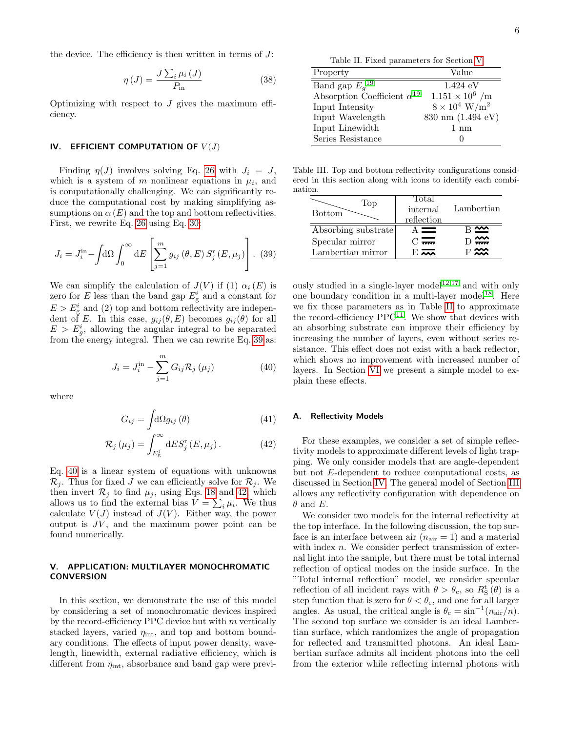the device. The efficiency is then written in terms of $J$:

$$\eta(J) = \frac{J \sum_i \mu_i(J)}{P_{\text{in}}} \tag{38}$$

Optimizing with respect to $J$ gives the maximum efficiency.

## IV. EFFICIENT COMPUTATION OF $V(J)$

Finding $\eta(J)$ involves solving Eq. 26 with $J_i = J$, which is a system of $m$ nonlinear equations in $\mu_i$, and is computationally challenging. We can significantly reduce the computational cost by making simplifying assumptions on $\alpha(E)$ and the top and bottom reflectivities. First, we rewrite Eq. 26 using Eq. 30:

$$J_i = J_i^{\text{in}} - \int \mathrm{d}\Omega \int_0^\infty \mathrm{d}E \left[\sum_{j=1}^{m} g_{ij}(\theta, E)\, S_j^{\text{r}}(E, \mu_j)\right]. \tag{39}$$

We can simplify the calculation of $J(V)$ if (1) $\alpha_i(E)$ is zero for $E$ less than the band gap $E_{\text{g}}^i$ and a constant for $E > E_{\text{g}}^i$ and (2) top and bottom reflectivity are independent of $E$. In this case, $g_{ij}(\theta, E)$ becomes $g_{ij}(\theta)$ for all $E > E_g^i$, allowing the angular integral to be separated from the energy integral. Then we can rewrite Eq. 39 as:

$$J_i = J_i^{\text{in}} - \sum_{j=1}^{m} G_{ij} \mathcal{R}_j(\mu_j) \tag{40}$$

where

$$G_{ij} = \int \mathrm{d}\Omega\, g_{ij}(\theta) \tag{41}$$

$$\mathcal{R}_j(\mu_j) = \int_{E_{\text{g}}^j}^{\infty} \mathrm{d}E\, S_j^{\text{r}}(E, \mu_j). \tag{42}$$

Eq. 40 is a linear system of equations with unknowns $\mathcal{R}_j$. Thus for fixed $J$ we can efficiently solve for $\mathcal{R}_j$. We then invert $\mathcal{R}_j$ to find $\mu_j$, using Eqs. 18 and 42, which allows us to find the external bias $V = \sum_i \mu_i$. We thus calculate $V(J)$ instead of $J(V)$. Either way, the power output is $JV$, and the maximum power point can be found numerically.

## V. APPLICATION: MULTILAYER MONOCHROMATIC CONVERSION

In this section, we demonstrate the use of this model by considering a set of monochromatic devices inspired by the record-efficiency PPC device but with $m$ vertically stacked layers, varied $\eta_{\text{int}}$, and top and bottom boundary conditions. The effects of input power density, wavelength, linewidth, external radiative efficiency, which is different from $\eta_{\text{int}}$, absorbance and band gap were previously studied in a single-layer model[12,17] and with only one boundary condition in a multi-layer model[18]. Here we fix those parameters as in Table II to approximate the record-efficiency PPC[11]. We show that devices with an absorbing substrate can improve their efficiency by increasing the number of layers, even without series resistance. This effect does not exist with a back reflector, which shows no improvement with increased number of layers. In Section VI we present a simple model to explain these effects.

Table II. Fixed parameters for Section V

| Property | Value |
|---|---|
| Band gap $E_g$[19] | 1.424 eV |
| Absorption Coefficient $\alpha$[19] | $1.151 \times 10^6$ /m |
| Input Intensity | $8 \times 10^4$ W/m$^2$ |
| Input Wavelength | 830 nm (1.494 eV) |
| Input Linewidth | 1 nm |
| Series Resistance | 0 |

Table III. Top and bottom reflectivity configurations considered in this section along with icons to identify each combination.

| Bottom \ Top | Total internal reflection | Lambertian |
|---|---|---|
| Absorbing substrate | A | B |
| Specular mirror | C | D |
| Lambertian mirror | E | F |

### A. Reflectivity Models

For these examples, we consider a set of simple reflectivity models to approximate different levels of light trapping. We only consider models that are angle-dependent but not $E$-dependent to reduce computational costs, as discussed in Section IV. The general model of Section III allows any reflectivity configuration with dependence on $\theta$ and $E$.

We consider two models for the internal reflectivity at the top interface. In the following discussion, the top surface is an interface between air ($n_{\text{air}} = 1$) and a material with index $n$. We consider perfect transmission of external light into the sample, but there must be total internal reflection of optical modes on the inside surface. In the "Total internal reflection" model, we consider specular reflection of all incident rays with $\theta > \theta_{\text{c}}$, so $R_{\text{S}}^{\text{t}}(\theta)$ is a step function that is zero for $\theta < \theta_{\text{c}}$, and one for all larger angles. As usual, the critical angle is $\theta_{\text{c}} = \sin^{-1}(n_{\text{air}}/n)$. The second top surface we consider is an ideal Lambertian surface, which randomizes the angle of propagation for reflected and transmitted photons. An ideal Lambertian surface admits all incident photons into the cell from the exterior while reflecting internal photons with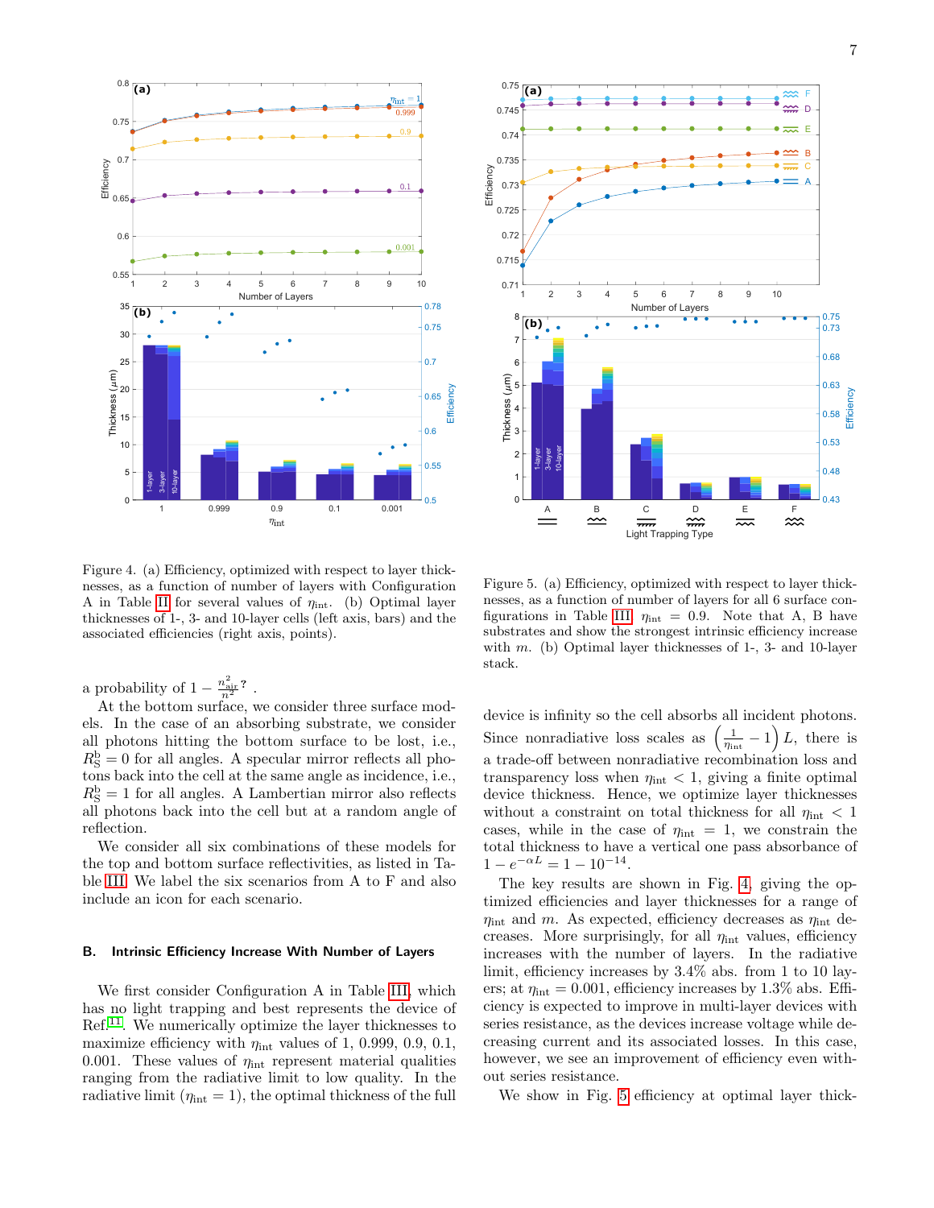Figure 4. (a) Efficiency, optimized with respect to layer thicknesses, as a function of number of layers with Configuration A in Table II for several values of $\eta_{\text{int}}$. (b) Optimal layer thicknesses of 1-, 3- and 10-layer cells (left axis, bars) and the associated efficiencies (right axis, points).

Figure 5. (a) Efficiency, optimized with respect to layer thicknesses, as a function of number of layers for all 6 surface configurations in Table III. $\eta_{\text{int}} = 0.9$. Note that A, B have substrates and show the strongest intrinsic efficiency increase with $m$. (b) Optimal layer thicknesses of 1-, 3- and 10-layer stack.

a probability of $1 - \frac{n_{\text{air}}^2}{n^2}$? .

At the bottom surface, we consider three surface models. In the case of an absorbing substrate, we consider all photons hitting the bottom surface to be lost, i.e., $R_S^b = 0$ for all angles. A specular mirror reflects all photons back into the cell at the same angle as incidence, i.e., $R_S^b = 1$ for all angles. A Lambertian mirror also reflects all photons back into the cell but at a random angle of reflection.

We consider all six combinations of these models for the top and bottom surface reflectivities, as listed in Table III. We label the six scenarios from A to F and also include an icon for each scenario.

### B. Intrinsic Efficiency Increase With Number of Layers

We first consider Configuration A in Table III, which has no light trapping and best represents the device of Ref.[11]. We numerically optimize the layer thicknesses to maximize efficiency with $\eta_{\text{int}}$ values of 1, 0.999, 0.9, 0.1, 0.001. These values of $\eta_{\text{int}}$ represent material qualities ranging from the radiative limit to low quality. In the radiative limit ($\eta_{\text{int}} = 1$), the optimal thickness of the full device is infinity so the cell absorbs all incident photons. Since nonradiative loss scales as $\left(\frac{1}{\eta_{\text{int}}} - 1\right) L$, there is a trade-off between nonradiative recombination loss and transparency loss when $\eta_{\text{int}} < 1$, giving a finite optimal device thickness. Hence, we optimize layer thicknesses without a constraint on total thickness for all $\eta_{\text{int}} < 1$ cases, while in the case of $\eta_{\text{int}} = 1$, we constrain the total thickness to have a vertical one pass absorbance of $1 - e^{-\alpha L} = 1 - 10^{-14}$.

The key results are shown in Fig. 4, giving the optimized efficiencies and layer thicknesses for a range of $\eta_{\text{int}}$ and $m$. As expected, efficiency decreases as $\eta_{\text{int}}$ decreases. More surprisingly, for all $\eta_{\text{int}}$ values, efficiency increases with the number of layers. In the radiative limit, efficiency increases by 3.4% abs. from 1 to 10 layers; at $\eta_{\text{int}} = 0.001$, efficiency increases by 1.3% abs. Efficiency is expected to improve in multi-layer devices with series resistance, as the devices increase voltage while decreasing current and its associated losses. In this case, however, we see an improvement of efficiency even without series resistance.

We show in Fig. 5 efficiency at optimal layer thick-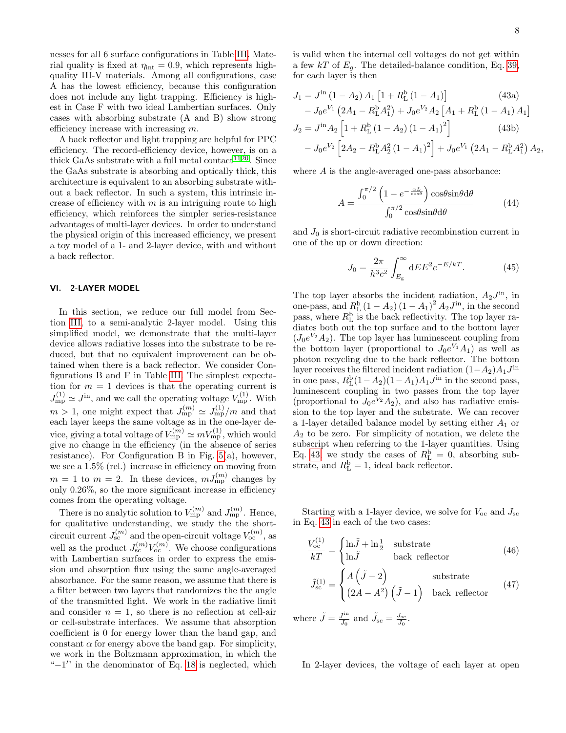nesses for all 6 surface configurations in Table III. Material quality is fixed at $\eta_{\rm int} = 0.9$, which represents high-quality III-V materials. Among all configurations, case A has the lowest efficiency, because this configuration does not include any light trapping. Efficiency is highest in Case F with two ideal Lambertian surfaces. Only cases with absorbing substrate (A and B) show strong efficiency increase with increasing $m$.

A back reflector and light trapping are helpful for PPC efficiency. The record-efficiency device, however, is on a thick GaAs substrate with a full metal contact[11,20]. Since the GaAs substrate is absorbing and optically thick, this architecture is equivalent to an absorbing substrate without a back reflector. In such a system, this intrinsic increase of efficiency with $m$ is an intriguing route to high efficiency, which reinforces the simpler series-resistance advantages of multi-layer devices. In order to understand the physical origin of this increased efficiency, we present a toy model of a 1- and 2-layer device, with and without a back reflector.

## VI. 2-LAYER MODEL

In this section, we reduce our full model from Section III, to a semi-analytic 2-layer model. Using this simplified model, we demonstrate that the multi-layer device allows radiative losses into the substrate to be reduced, but that no equivalent improvement can be obtained when there is a back reflector. We consider Configurations B and F in Table III. The simplest expectation for $m = 1$ devices is that the operating current is $J_{\rm mp}^{(1)} \simeq J^{\rm in}$, and we call the operating voltage $V_{\rm mp}^{(1)}$. With $m > 1$, one might expect that $J_{\rm mp}^{(m)} \simeq J_{\rm mp}^{(1)}/m$ and that each layer keeps the same voltage as in the one-layer device, giving a total voltage of $V_{\rm mp}^{(m)} \simeq mV_{\rm mp}^{(1)}$, which would give no change in the efficiency (in the absence of series resistance). For Configuration B in Fig. 5(a), however, we see a 1.5% (rel.) increase in efficiency on moving from $m = 1$ to $m = 2$. In these devices, $mJ_{\rm mp}^{(m)}$ changes by only 0.26%, so the more significant increase in efficiency comes from the operating voltage.

There is no analytic solution to $V_{\rm mp}^{(m)}$ and $J_{\rm mp}^{(m)}$. Hence, for qualitative understanding, we study the the short-circuit current $J_{\rm sc}^{(m)}$ and the open-circuit voltage $V_{\rm oc}^{(m)}$, as well as the product $J_{\rm sc}^{(m)}V_{\rm oc}^{(m)}$. We choose configurations with Lambertian surfaces in order to express the emission and absorption flux using the same angle-averaged absorbance. For the same reason, we assume that there is a filter between two layers that randomizes the the angle of the transmitted light. We work in the radiative limit and consider $n = 1$, so there is no reflection at cell-air or cell-substrate interfaces. We assume that absorption coefficient is 0 for energy lower than the band gap, and constant $\alpha$ for energy above the band gap. For simplicity, we work in the Boltzmann approximation, in which the "$-1$" in the denominator of Eq. 18 is neglected, which is valid when the internal cell voltages do not get within a few $kT$ of $E_g$. The detailed-balance condition, Eq. 39, for each layer is then

$$
\begin{aligned}
J_1 = {} & J^{\rm in}\left(1-A_2\right)A_1\left[1+R_{\rm L}^{\rm b}\left(1-A_1\right)\right] && \text{(43a)}\\
& - J_0 e^{V_1}\left(2A_1 - R_{\rm L}^{\rm b}A_1^2\right) + J_0 e^{V_2}A_2\left[A_1 + R_{\rm L}^{\rm b}\left(1-A_1\right)A_1\right] \\
J_2 = {} & J^{\rm in}A_2\left[1+R_{\rm L}^{\rm b}\left(1-A_2\right)\left(1-A_1\right)^2\right] && \text{(43b)}\\
& - J_0 e^{V_2}\left[2A_2 - R_{\rm L}^{\rm b}A_2^2\left(1-A_1\right)^2\right] + J_0 e^{V_1}\left(2A_1 - R_{\rm L}^{\rm b}A_1^2\right)A_2,
\end{aligned}
$$

where $A$ is the angle-averaged one-pass absorbance:

$$
A = \frac{\int_0^{\pi/2}\left(1-e^{-\frac{\alpha L}{\cos\theta}}\right)\cos\theta\sin\theta\,\mathrm{d}\theta}{\int_0^{\pi/2}\cos\theta\sin\theta\,\mathrm{d}\theta} \tag{44}
$$

and $J_0$ is short-circuit radiative recombination current in one of the up or down direction:

$$
J_0 = \frac{2\pi}{h^3c^2}\int_{E_g}^{\infty}\mathrm{d}E E^2 e^{-E/kT}. \tag{45}
$$

The top layer absorbs the incident radiation, $A_2J^{\rm in}$, in one-pass, and $R_{\rm L}^{\rm b}\left(1-A_2\right)\left(1-A_1\right)^2A_2J^{\rm in}$, in the second pass, where $R_{\rm L}^{\rm b}$ is the back reflectivity. The top layer radiates both out the top surface and to the bottom layer ($J_0e^{V_2}A_2$). The top layer has luminescent coupling from the bottom layer (proportional to $J_0e^{V_1}A_1$) as well as photon recycling due to the back reflector. The bottom layer receives the filtered incident radiation $(1-A_2)A_1J^{\rm in}$ in one pass, $R_{\rm L}^{\rm b}(1-A_2)(1-A_1)A_1J^{\rm in}$ in the second pass, luminescent coupling in two passes from the top layer (proportional to $J_0e^{V_2}A_2$), and also has radiative emission to the top layer and the substrate. We can recover a 1-layer detailed balance model by setting either $A_1$ or $A_2$ to be zero. For simplicity of notation, we delete the subscript when referring to the 1-layer quantities. Using Eq. 43, we study the cases of $R_{\rm L}^{\rm b} = 0$, absorbing substrate, and $R_{\rm L}^{\rm b} = 1$, ideal back reflector.

Starting with a 1-layer device, we solve for $V_{\rm oc}$ and $J_{\rm sc}$ in Eq. 43 in each of the two cases:

$$
\frac{V_{\rm oc}^{(1)}}{kT} = \begin{cases}\ln\tilde{J} + \ln\frac{1}{2} & \text{substrate}\\ \ln\tilde{J} & \text{back reflector}\end{cases} \tag{46}
$$

$$
\tilde{J}_{\rm sc}^{(1)} = \begin{cases}A\left(\tilde{J}-2\right) & \text{substrate}\\ \left(2A-A^2\right)\left(\tilde{J}-1\right) & \text{back reflector}\end{cases} \tag{47}
$$

where $\tilde{J} = \frac{J^{\rm in}}{J_0}$ and $\tilde{J}_{\rm sc} = \frac{J_{\rm sc}}{J_0}$.

In 2-layer devices, the voltage of each layer at open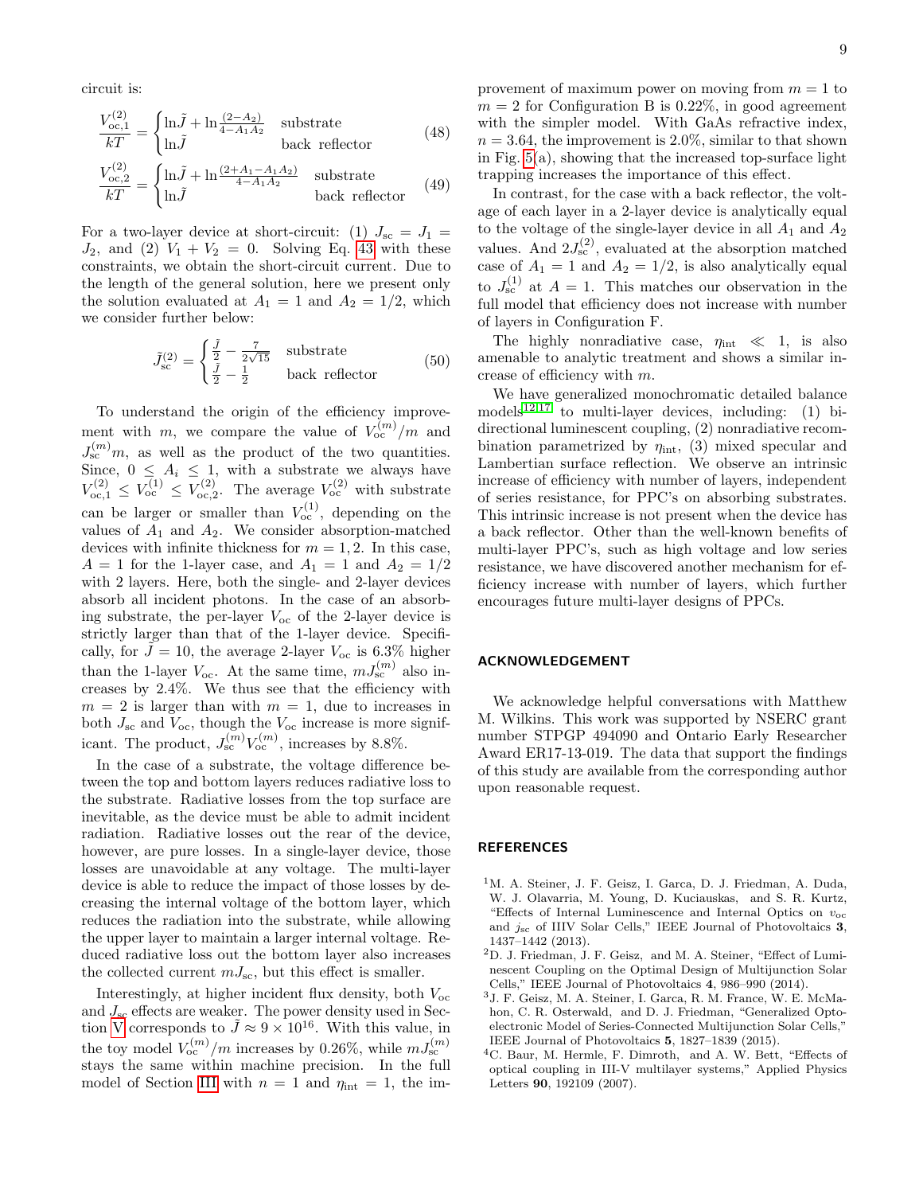circuit is:

$$\frac{V_{\rm oc,1}^{(2)}}{kT} = \begin{cases} \ln\tilde{J} + \ln\frac{(2-A_2)}{4-A_1A_2} & \text{substrate} \\ \ln\tilde{J} & \text{back reflector} \end{cases} \tag{48}$$

$$\frac{V_{\rm oc,2}^{(2)}}{kT} = \begin{cases} \ln\tilde{J} + \ln\frac{(2+A_1-A_1A_2)}{4-A_1A_2} & \text{substrate} \\ \ln\tilde{J} & \text{back reflector} \end{cases} \tag{49}$$

For a two-layer device at short-circuit: (1) $J_{\rm sc} = J_1 = J_2$, and (2) $V_1 + V_2 = 0$. Solving Eq. 43 with these constraints, we obtain the short-circuit current. Due to the length of the general solution, here we present only the solution evaluated at $A_1 = 1$ and $A_2 = 1/2$, which we consider further below:

$$\tilde{J}_{\rm sc}^{(2)} = \begin{cases} \frac{\tilde{J}}{2} - \frac{7}{2\sqrt{15}} & \text{substrate} \\ \frac{\tilde{J}}{2} - \frac{1}{2} & \text{back reflector} \end{cases} \tag{50}$$

To understand the origin of the efficiency improvement with $m$, we compare the value of $V_{\rm oc}^{(m)}/m$ and $J_{\rm sc}^{(m)}m$, as well as the product of the two quantities. Since, $0 \le A_i \le 1$, with a substrate we always have $V_{\rm oc,1}^{(2)} \le V_{\rm oc}^{(1)} \le V_{\rm oc,2}^{(2)}$. The average $V_{\rm oc}^{(2)}$ with substrate can be larger or smaller than $V_{\rm oc}^{(1)}$, depending on the values of $A_1$ and $A_2$. We consider absorption-matched devices with infinite thickness for $m = 1, 2$. In this case, $A = 1$ for the 1-layer case, and $A_1 = 1$ and $A_2 = 1/2$ with 2 layers. Here, both the single- and 2-layer devices absorb all incident photons. In the case of an absorbing substrate, the per-layer $V_{\rm oc}$ of the 2-layer device is strictly larger than that of the 1-layer device. Specifically, for $\tilde{J} = 10$, the average 2-layer $V_{\rm oc}$ is 6.3% higher than the 1-layer $V_{\rm oc}$. At the same time, $mJ_{\rm sc}^{(m)}$ also increases by 2.4%. We thus see that the efficiency with $m = 2$ is larger than with $m = 1$, due to increases in both $J_{\rm sc}$ and $V_{\rm oc}$, though the $V_{\rm oc}$ increase is more significant. The product, $J_{\rm sc}^{(m)}V_{\rm oc}^{(m)}$, increases by 8.8%.

In the case of a substrate, the voltage difference between the top and bottom layers reduces radiative loss to the substrate. Radiative losses from the top surface are inevitable, as the device must be able to admit incident radiation. Radiative losses out the rear of the device, however, are pure losses. In a single-layer device, those losses are unavoidable at any voltage. The multi-layer device is able to reduce the impact of those losses by decreasing the internal voltage of the bottom layer, which reduces the radiation into the substrate, while allowing the upper layer to maintain a larger internal voltage. Reduced radiative loss out the bottom layer also increases the collected current $mJ_{\rm sc}$, but this effect is smaller.

Interestingly, at higher incident flux density, both $V_{\rm oc}$ and $J_{\rm sc}$ effects are weaker. The power density used in Section V corresponds to $\tilde{J} \approx 9 \times 10^{16}$. With this value, in the toy model $V_{\rm oc}^{(m)}/m$ increases by 0.26%, while $mJ_{\rm sc}^{(m)}$ stays the same within machine precision. In the full model of Section III with $n = 1$ and $\eta_{\rm int} = 1$, the improvement of maximum power on moving from $m = 1$ to $m = 2$ for Configuration B is 0.22%, in good agreement with the simpler model. With GaAs refractive index, $n = 3.64$, the improvement is 2.0%, similar to that shown in Fig. 5(a), showing that the increased top-surface light trapping increases the importance of this effect.

In contrast, for the case with a back reflector, the voltage of each layer in a 2-layer device is analytically equal to the voltage of the single-layer device in all $A_1$ and $A_2$ values. And $2J_{\rm sc}^{(2)}$, evaluated at the absorption matched case of $A_1 = 1$ and $A_2 = 1/2$, is also analytically equal to $J_{\rm sc}^{(1)}$ at $A = 1$. This matches our observation in the full model that efficiency does not increase with number of layers in Configuration F.

The highly nonradiative case, $\eta_{\rm int} \ll 1$, is also amenable to analytic treatment and shows a similar increase of efficiency with $m$.

We have generalized monochromatic detailed balance models[12,17] to multi-layer devices, including: (1) bidirectional luminescent coupling, (2) nonradiative recombination parametrized by $\eta_{\rm int}$, (3) mixed specular and Lambertian surface reflection. We observe an intrinsic increase of efficiency with number of layers, independent of series resistance, for PPC's on absorbing substrates. This intrinsic increase is not present when the device has a back reflector. Other than the well-known benefits of multi-layer PPC's, such as high voltage and low series resistance, we have discovered another mechanism for efficiency increase with number of layers, which further encourages future multi-layer designs of PPCs.

## ACKNOWLEDGEMENT

We acknowledge helpful conversations with Matthew M. Wilkins. This work was supported by NSERC grant number STPGP 494090 and Ontario Early Researcher Award ER17-13-019. The data that support the findings of this study are available from the corresponding author upon reasonable request.

## REFERENCES

[1] M. A. Steiner, J. F. Geisz, I. Garca, D. J. Friedman, A. Duda, W. J. Olavarria, M. Young, D. Kuciauskas, and S. R. Kurtz, "Effects of Internal Luminescence and Internal Optics on $v_{oc}$ and $j_{sc}$ of IIIV Solar Cells," IEEE Journal of Photovoltaics **3**, 1437–1442 (2013).

[2] D. J. Friedman, J. F. Geisz, and M. A. Steiner, "Effect of Luminescent Coupling on the Optimal Design of Multijunction Solar Cells," IEEE Journal of Photovoltaics **4**, 986–990 (2014).

[3] J. F. Geisz, M. A. Steiner, I. Garca, R. M. France, W. E. McMahon, C. R. Osterwald, and D. J. Friedman, "Generalized Optoelectronic Model of Series-Connected Multijunction Solar Cells," IEEE Journal of Photovoltaics **5**, 1827–1839 (2015).

[4] C. Baur, M. Hermle, F. Dimroth, and A. W. Bett, "Effects of optical coupling in III-V multilayer systems," Applied Physics Letters **90**, 192109 (2007).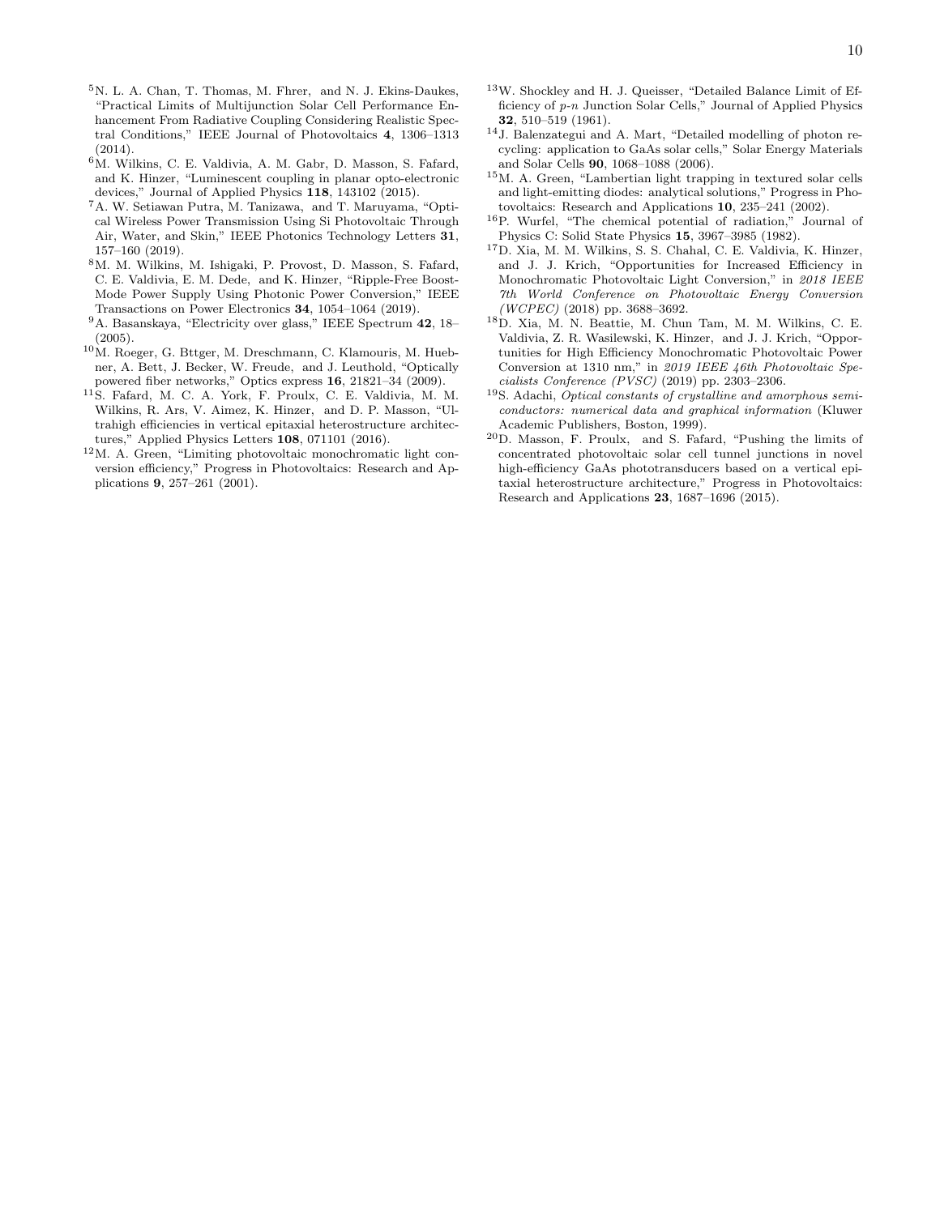[5] N. L. A. Chan, T. Thomas, M. Fhrer, and N. J. Ekins-Daukes, "Practical Limits of Multijunction Solar Cell Performance Enhancement From Radiative Coupling Considering Realistic Spectral Conditions," IEEE Journal of Photovoltaics **4**, 1306–1313 (2014).

[6] M. Wilkins, C. E. Valdivia, A. M. Gabr, D. Masson, S. Fafard, and K. Hinzer, "Luminescent coupling in planar opto-electronic devices," Journal of Applied Physics **118**, 143102 (2015).

[7] A. W. Setiawan Putra, M. Tanizawa, and T. Maruyama, "Optical Wireless Power Transmission Using Si Photovoltaic Through Air, Water, and Skin," IEEE Photonics Technology Letters **31**, 157–160 (2019).

[8] M. M. Wilkins, M. Ishigaki, P. Provost, D. Masson, S. Fafard, C. E. Valdivia, E. M. Dede, and K. Hinzer, "Ripple-Free Boost-Mode Power Supply Using Photonic Power Conversion," IEEE Transactions on Power Electronics **34**, 1054–1064 (2019).

[9] A. Basanskaya, "Electricity over glass," IEEE Spectrum **42**, 18– (2005).

[10] M. Roeger, G. Bttger, M. Dreschmann, C. Klamouris, M. Huebner, A. Bett, J. Becker, W. Freude, and J. Leuthold, "Optically powered fiber networks," Optics express **16**, 21821–34 (2009).

[11] S. Fafard, M. C. A. York, F. Proulx, C. E. Valdivia, M. M. Wilkins, R. Ars, V. Aimez, K. Hinzer, and D. P. Masson, "Ultrahigh efficiencies in vertical epitaxial heterostructure architectures," Applied Physics Letters **108**, 071101 (2016).

[12] M. A. Green, "Limiting photovoltaic monochromatic light conversion efficiency," Progress in Photovoltaics: Research and Applications **9**, 257–261 (2001).

[13] W. Shockley and H. J. Queisser, "Detailed Balance Limit of Efficiency of *p-n* Junction Solar Cells," Journal of Applied Physics **32**, 510–519 (1961).

[14] J. Balenzategui and A. Mart, "Detailed modelling of photon recycling: application to GaAs solar cells," Solar Energy Materials and Solar Cells **90**, 1068–1088 (2006).

[15] M. A. Green, "Lambertian light trapping in textured solar cells and light-emitting diodes: analytical solutions," Progress in Photovoltaics: Research and Applications **10**, 235–241 (2002).

[16] P. Wurfel, "The chemical potential of radiation," Journal of Physics C: Solid State Physics **15**, 3967–3985 (1982).

[17] D. Xia, M. M. Wilkins, S. S. Chahal, C. E. Valdivia, K. Hinzer, and J. J. Krich, "Opportunities for Increased Efficiency in Monochromatic Photovoltaic Light Conversion," in *2018 IEEE 7th World Conference on Photovoltaic Energy Conversion (WCPEC)* (2018) pp. 3688–3692.

[18] D. Xia, M. N. Beattie, M. Chun Tam, M. M. Wilkins, C. E. Valdivia, Z. R. Wasilewski, K. Hinzer, and J. J. Krich, "Opportunities for High Efficiency Monochromatic Photovoltaic Power Conversion at 1310 nm," in *2019 IEEE 46th Photovoltaic Specialists Conference (PVSC)* (2019) pp. 2303–2306.

[19] S. Adachi, *Optical constants of crystalline and amorphous semiconductors: numerical data and graphical information* (Kluwer Academic Publishers, Boston, 1999).

[20] D. Masson, F. Proulx, and S. Fafard, "Pushing the limits of concentrated photovoltaic solar cell tunnel junctions in novel high-efficiency GaAs phototransducers based on a vertical epitaxial heterostructure architecture," Progress in Photovoltaics: Research and Applications **23**, 1687–1696 (2015).